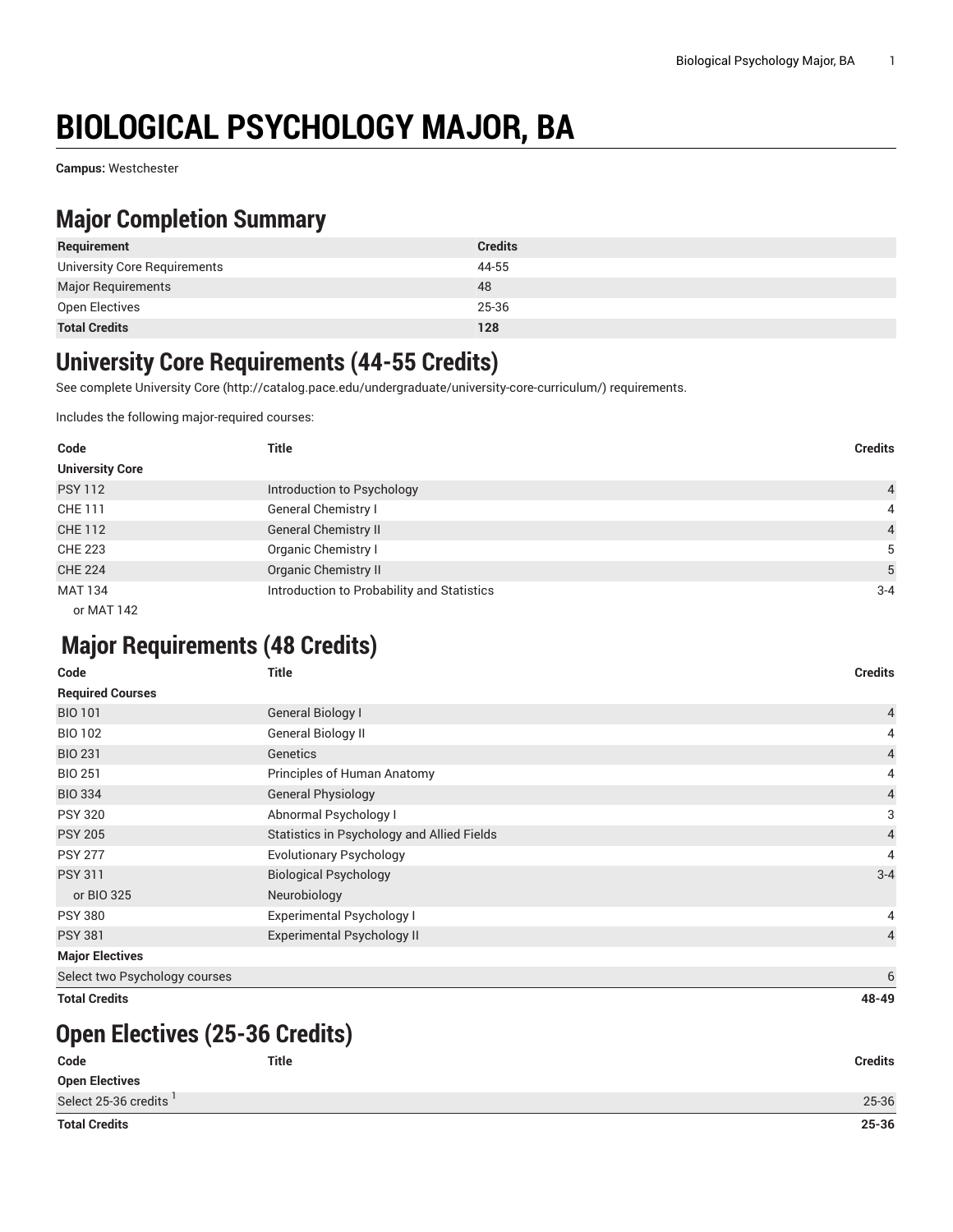# BIOLOGICAL PSYCHOLOGY MAJOR, BA

**Campus:** Westchester

## Major Completion Summary

| Requirement | Credits |
|---|---|
| University Core Requirements | 44-55 |
| Major Requirements | 48 |
| Open Electives | 25-36 |
| **Total Credits** | **128** |

## University Core Requirements (44-55 Credits)

See complete University Core (http://catalog.pace.edu/undergraduate/university-core-curriculum/) requirements.

Includes the following major-required courses:

| Code | Title | Credits |
|---|---|---|
| **University Core** | | |
| PSY 112 | Introduction to Psychology | 4 |
| CHE 111 | General Chemistry I | 4 |
| CHE 112 | General Chemistry II | 4 |
| CHE 223 | Organic Chemistry I | 5 |
| CHE 224 | Organic Chemistry II | 5 |
| MAT 134 | Introduction to Probability and Statistics | 3-4 |
| or MAT 142 | | |

## Major Requirements (48 Credits)

| Code | Title | Credits |
|---|---|---|
| **Required Courses** | | |
| BIO 101 | General Biology I | 4 |
| BIO 102 | General Biology II | 4 |
| BIO 231 | Genetics | 4 |
| BIO 251 | Principles of Human Anatomy | 4 |
| BIO 334 | General Physiology | 4 |
| PSY 320 | Abnormal Psychology I | 3 |
| PSY 205 | Statistics in Psychology and Allied Fields | 4 |
| PSY 277 | Evolutionary Psychology | 4 |
| PSY 311 | Biological Psychology | 3-4 |
| or BIO 325 | Neurobiology | |
| PSY 380 | Experimental Psychology I | 4 |
| PSY 381 | Experimental Psychology II | 4 |
| **Major Electives** | | |
| Select two Psychology courses | | 6 |
| **Total Credits** | | **48-49** |

## Open Electives (25-36 Credits)

| Code | Title | Credits |
|---|---|---|
| **Open Electives** | | |
| Select 25-36 credits [1] | | 25-36 |
| **Total Credits** | | **25-36** |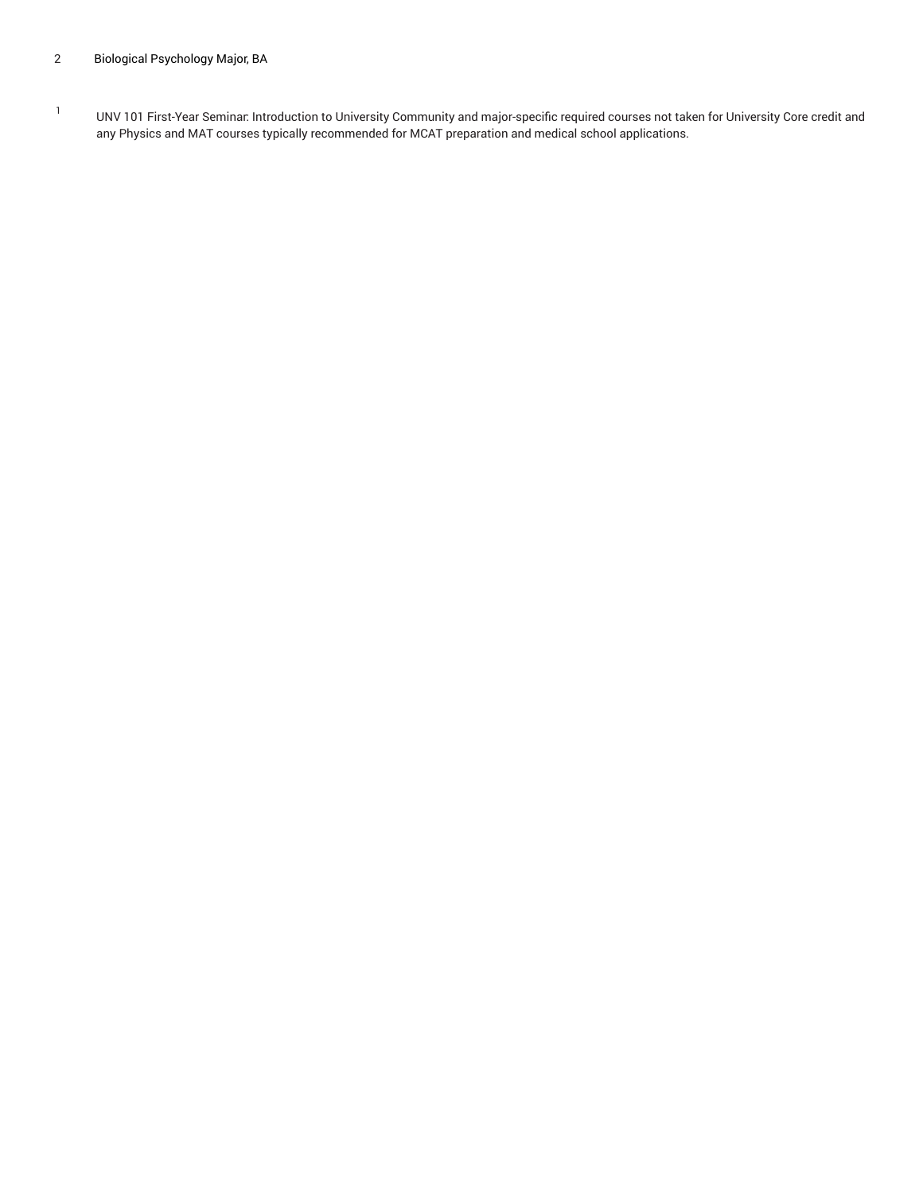[1] UNV 101 First-Year Seminar: Introduction to University Community and major-specific required courses not taken for University Core credit and any Physics and MAT courses typically recommended for MCAT preparation and medical school applications.